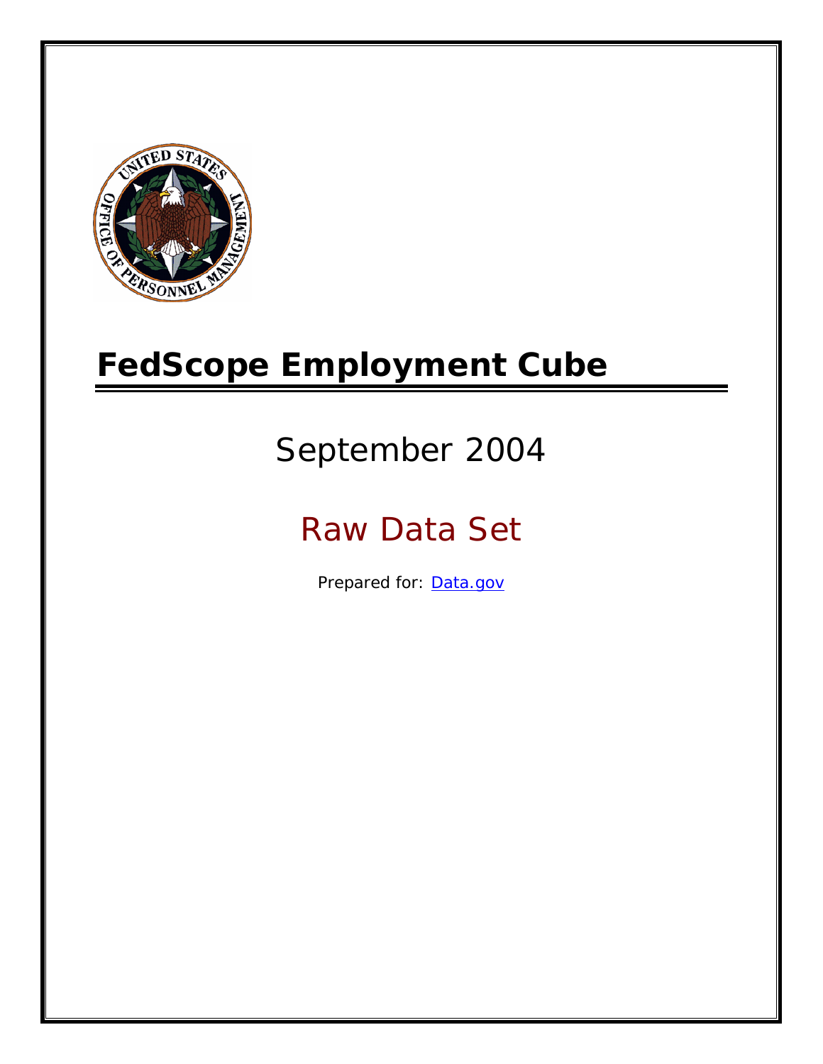# FedScope Employment Cube

## September 2004

## Raw Data Set

Prepared for: [Data.gov](Data.gov)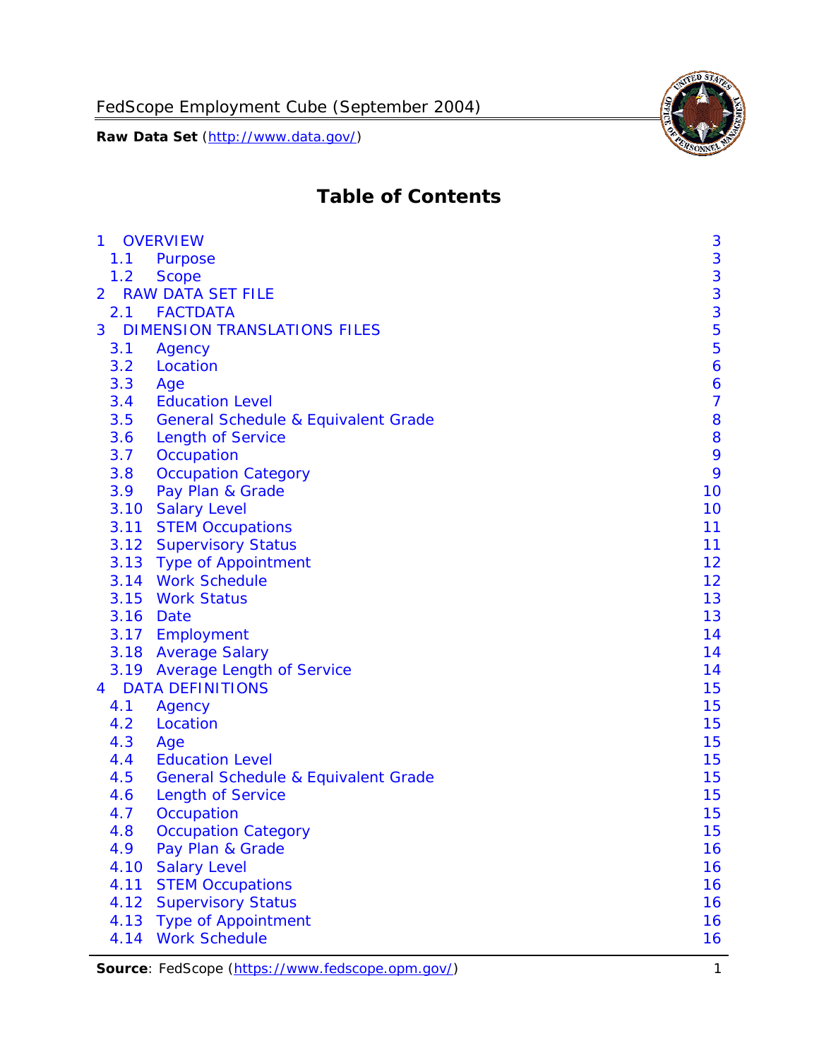# Table of Contents

| | | |
|---|---|---|
| 1 | OVERVIEW | 3 |
| 1.1 | Purpose | 3 |
| 1.2 | Scope | 3 |
| 2 | RAW DATA SET FILE | 3 |
| 2.1 | FACTDATA | 3 |
| 3 | DIMENSION TRANSLATIONS FILES | 5 |
| 3.1 | Agency | 5 |
| 3.2 | Location | 6 |
| 3.3 | Age | 6 |
| 3.4 | Education Level | 7 |
| 3.5 | General Schedule & Equivalent Grade | 8 |
| 3.6 | Length of Service | 8 |
| 3.7 | Occupation | 9 |
| 3.8 | Occupation Category | 9 |
| 3.9 | Pay Plan & Grade | 10 |
| 3.10 | Salary Level | 10 |
| 3.11 | STEM Occupations | 11 |
| 3.12 | Supervisory Status | 11 |
| 3.13 | Type of Appointment | 12 |
| 3.14 | Work Schedule | 12 |
| 3.15 | Work Status | 13 |
| 3.16 | Date | 13 |
| 3.17 | Employment | 14 |
| 3.18 | Average Salary | 14 |
| 3.19 | Average Length of Service | 14 |
| 4 | DATA DEFINITIONS | 15 |
| 4.1 | Agency | 15 |
| 4.2 | Location | 15 |
| 4.3 | Age | 15 |
| 4.4 | Education Level | 15 |
| 4.5 | General Schedule & Equivalent Grade | 15 |
| 4.6 | Length of Service | 15 |
| 4.7 | Occupation | 15 |
| 4.8 | Occupation Category | 15 |
| 4.9 | Pay Plan & Grade | 16 |
| 4.10 | Salary Level | 16 |
| 4.11 | STEM Occupations | 16 |
| 4.12 | Supervisory Status | 16 |
| 4.13 | Type of Appointment | 16 |
| 4.14 | Work Schedule | 16 |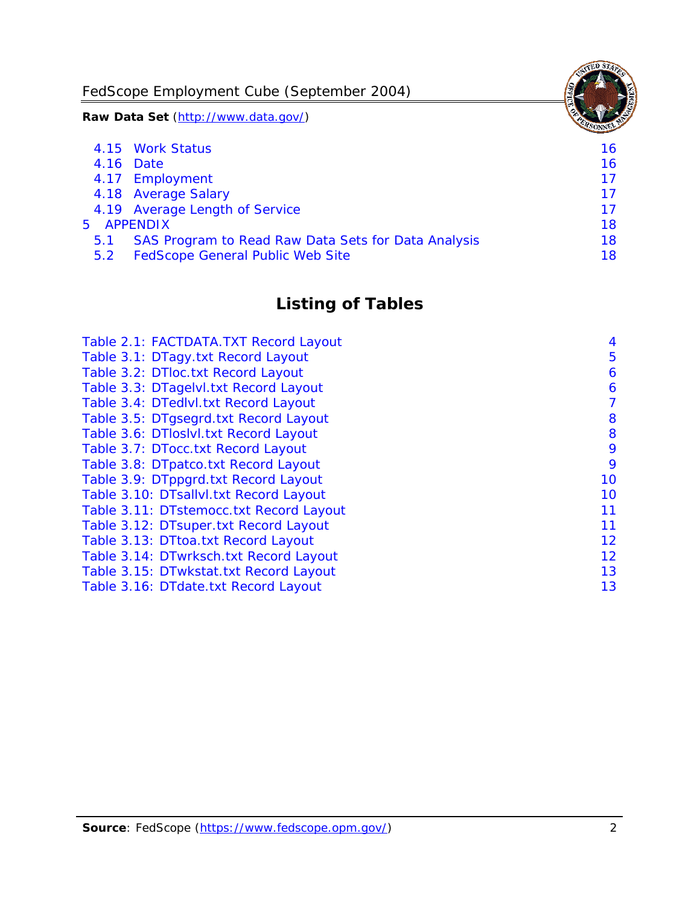4.15 Work Status 16
4.16 Date 16
4.17 Employment 17
4.18 Average Salary 17
4.19 Average Length of Service 17

5 APPENDIX 18

5.1 SAS Program to Read Raw Data Sets for Data Analysis 18
5.2 FedScope General Public Web Site 18

## Listing of Tables

Table 2.1: FACTDATA.TXT Record Layout 4
Table 3.1: DTagy.txt Record Layout 5
Table 3.2: DTloc.txt Record Layout 6
Table 3.3: DTagelvl.txt Record Layout 6
Table 3.4: DTedlvl.txt Record Layout 7
Table 3.5: DTgsegrd.txt Record Layout 8
Table 3.6: DTloslvl.txt Record Layout 8
Table 3.7: DTocc.txt Record Layout 9
Table 3.8: DTpatco.txt Record Layout 9
Table 3.9: DTppgrd.txt Record Layout 10
Table 3.10: DTsallvl.txt Record Layout 10
Table 3.11: DTstemocc.txt Record Layout 11
Table 3.12: DTsuper.txt Record Layout 11
Table 3.13: DTtoa.txt Record Layout 12
Table 3.14: DTwrksch.txt Record Layout 12
Table 3.15: DTwkstat.txt Record Layout 13
Table 3.16: DTdate.txt Record Layout 13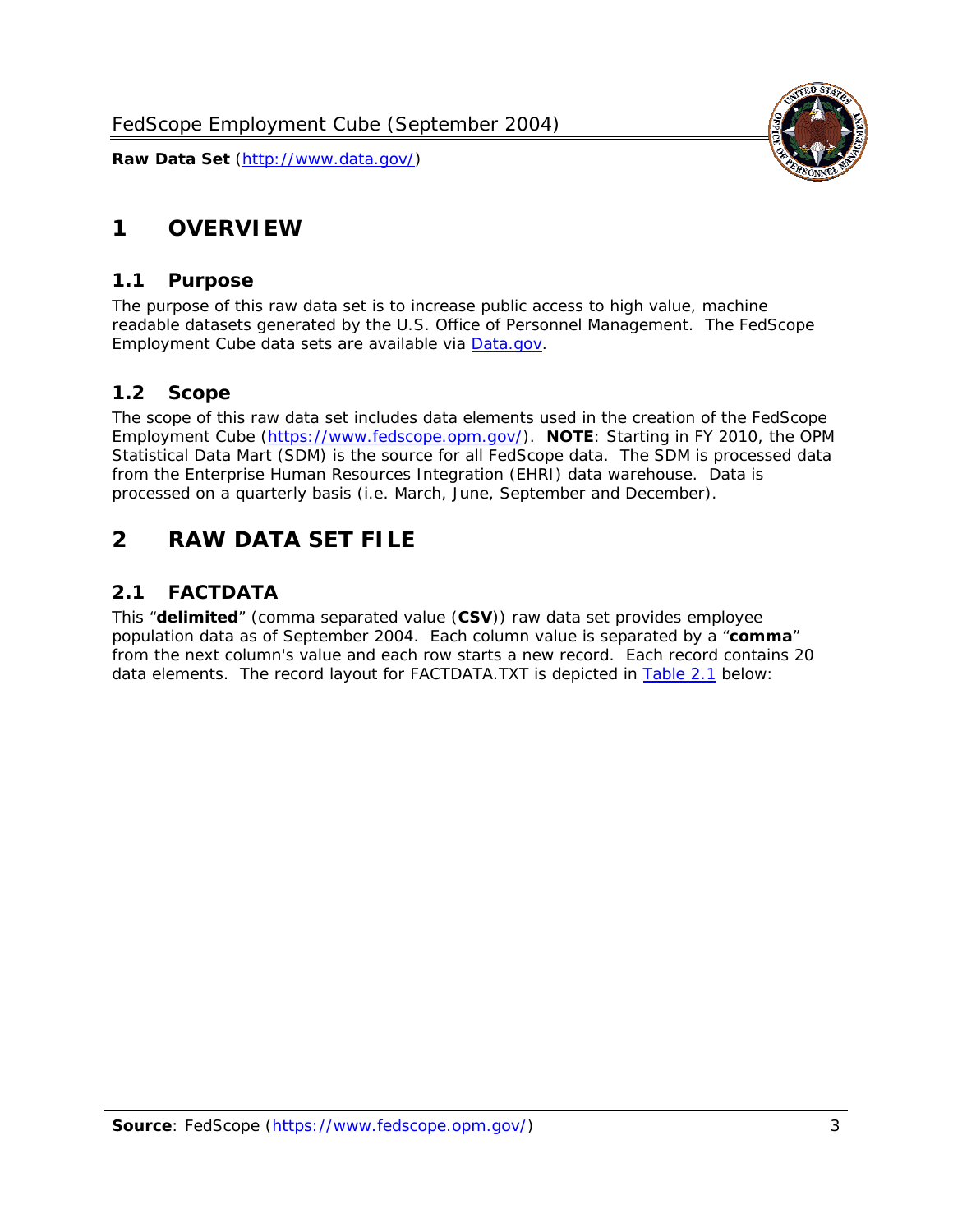# 1 OVERVIEW

## 1.1 Purpose

The purpose of this raw data set is to increase public access to high value, machine readable datasets generated by the U.S. Office of Personnel Management. The FedScope Employment Cube data sets are available via [Data.gov](http://www.data.gov/).

## 1.2 Scope

The scope of this raw data set includes data elements used in the creation of the FedScope Employment Cube ([https://www.fedscope.opm.gov/](https://www.fedscope.opm.gov/)). **NOTE**: Starting in FY 2010, the OPM Statistical Data Mart (SDM) is the source for all FedScope data. The SDM is processed data from the Enterprise Human Resources Integration (EHRI) data warehouse. Data is processed on a quarterly basis (i.e. March, June, September and December).

# 2 RAW DATA SET FILE

## 2.1 FACTDATA

This "**delimited**" (comma separated value (**CSV**)) raw data set provides employee population data as of September 2004. Each column value is separated by a "**comma**" from the next column's value and each row starts a new record. Each record contains 20 data elements. The record layout for FACTDATA.TXT is depicted in Table 2.1 below: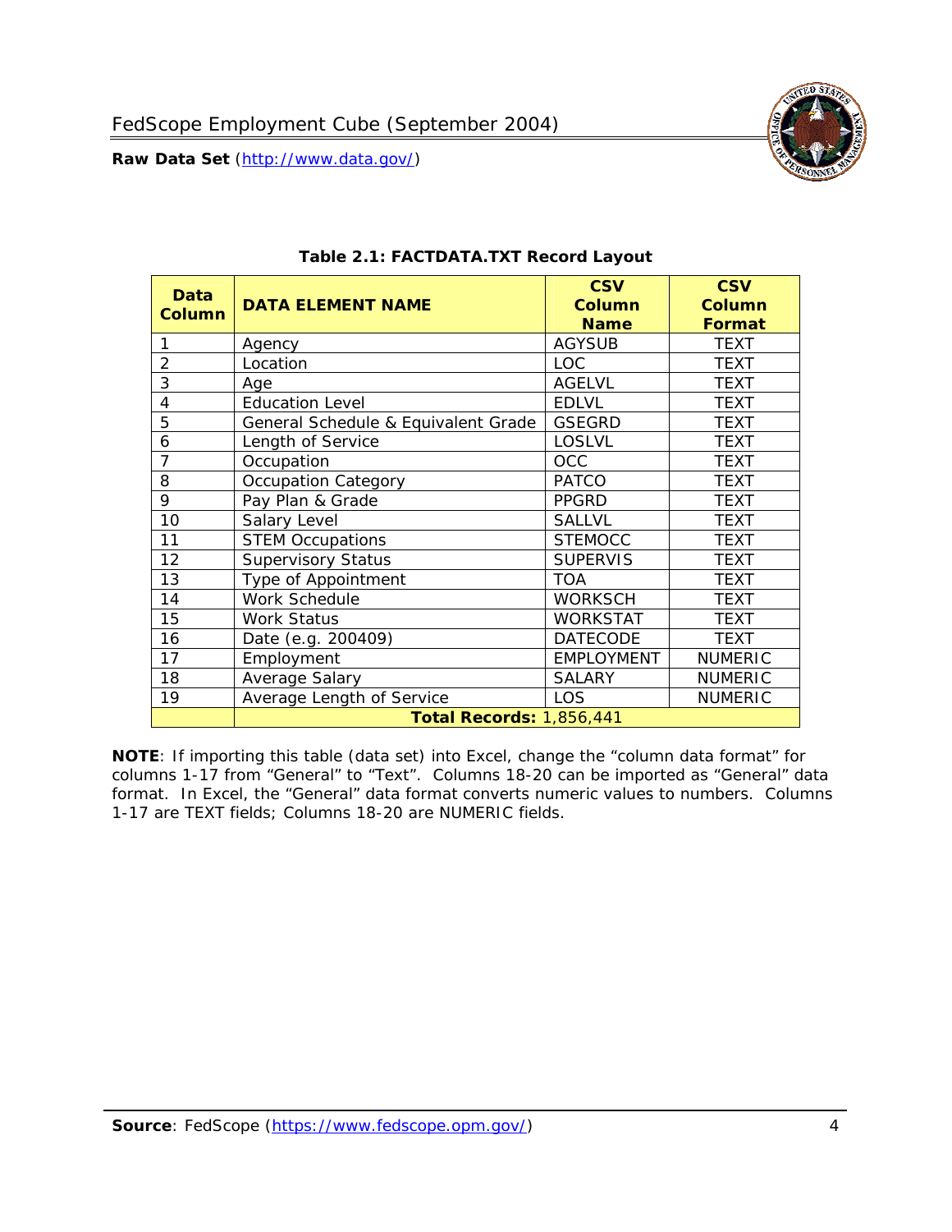**Table 2.1: FACTDATA.TXT Record Layout**

| Data Column | DATA ELEMENT NAME | CSV Column Name | CSV Column Format |
|---|---|---|---|
| 1 | Agency | AGYSUB | TEXT |
| 2 | Location | LOC | TEXT |
| 3 | Age | AGELVL | TEXT |
| 4 | Education Level | EDLVL | TEXT |
| 5 | General Schedule & Equivalent Grade | GSEGRD | TEXT |
| 6 | Length of Service | LOSLVL | TEXT |
| 7 | Occupation | OCC | TEXT |
| 8 | Occupation Category | PATCO | TEXT |
| 9 | Pay Plan & Grade | PPGRD | TEXT |
| 10 | Salary Level | SALLVL | TEXT |
| 11 | STEM Occupations | STEMOCC | TEXT |
| 12 | Supervisory Status | SUPERVIS | TEXT |
| 13 | Type of Appointment | TOA | TEXT |
| 14 | Work Schedule | WORKSCH | TEXT |
| 15 | Work Status | WORKSTAT | TEXT |
| 16 | Date (e.g. 200409) | DATECODE | TEXT |
| 17 | Employment | EMPLOYMENT | NUMERIC |
| 18 | Average Salary | SALARY | NUMERIC |
| 19 | Average Length of Service | LOS | NUMERIC |
| | **Total Records:** 1,856,441 | | |

**NOTE**: If importing this table (data set) into Excel, change the "column data format" for columns 1-17 from "General" to "Text". Columns 18-20 can be imported as "General" data format. In Excel, the "General" data format converts numeric values to numbers. Columns 1-17 are TEXT fields; Columns 18-20 are NUMERIC fields.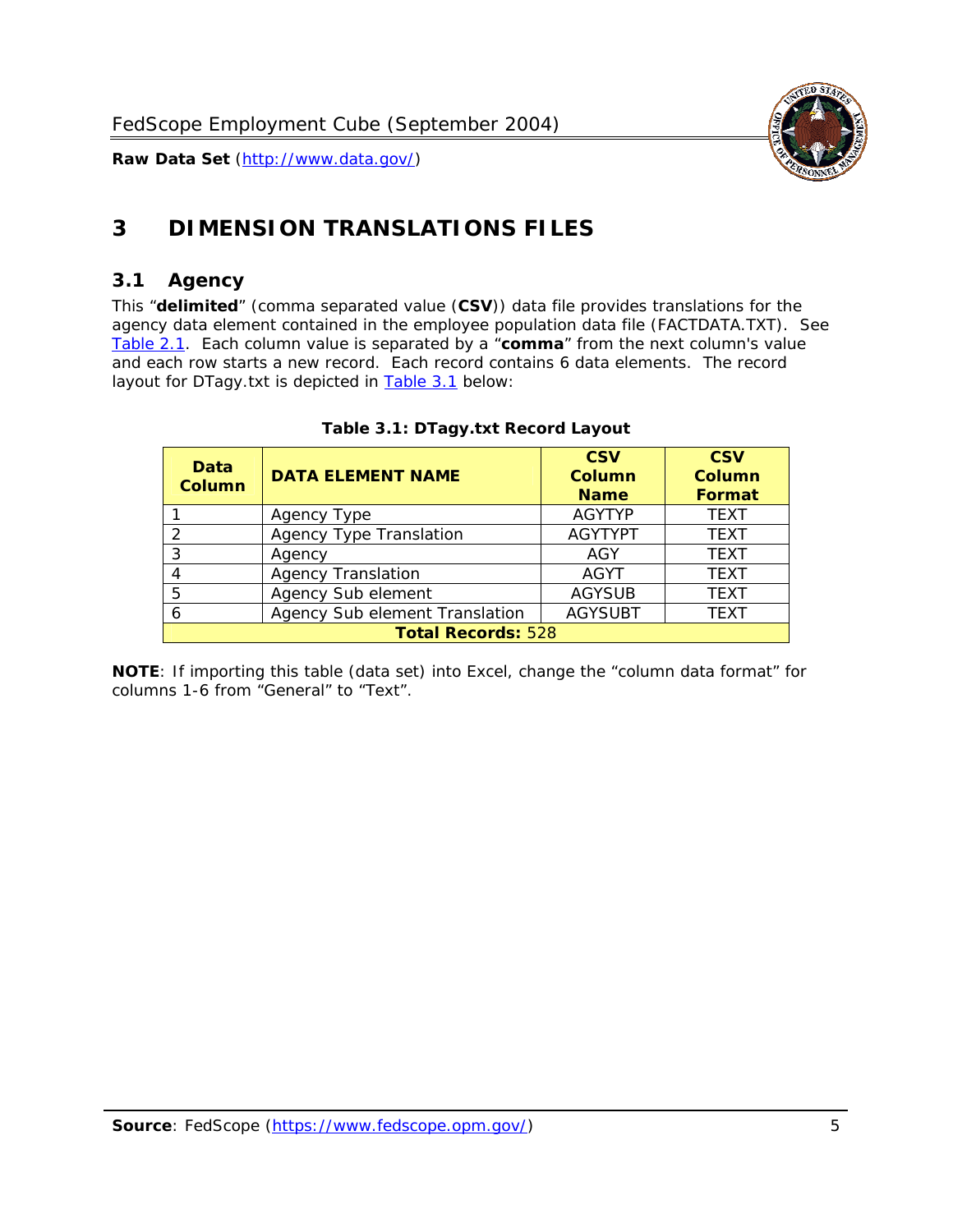# 3 DIMENSION TRANSLATIONS FILES

## 3.1 Agency

This "**delimited**" (comma separated value (**CSV**)) data file provides translations for the agency data element contained in the employee population data file (FACTDATA.TXT). See Table 2.1. Each column value is separated by a "**comma**" from the next column's value and each row starts a new record. Each record contains 6 data elements. The record layout for DTagy.txt is depicted in Table 3.1 below:

**Table 3.1: DTagy.txt Record Layout**

| Data Column | DATA ELEMENT NAME | CSV Column Name | CSV Column Format |
|---|---|---|---|
| 1 | Agency Type | AGYTYP | TEXT |
| 2 | Agency Type Translation | AGYTYPT | TEXT |
| 3 | Agency | AGY | TEXT |
| 4 | Agency Translation | AGYT | TEXT |
| 5 | Agency Sub element | AGYSUB | TEXT |
| 6 | Agency Sub element Translation | AGYSUBT | TEXT |
| **Total Records:** 528 | | | |

**NOTE**: If importing this table (data set) into Excel, change the "column data format" for columns 1-6 from "General" to "Text".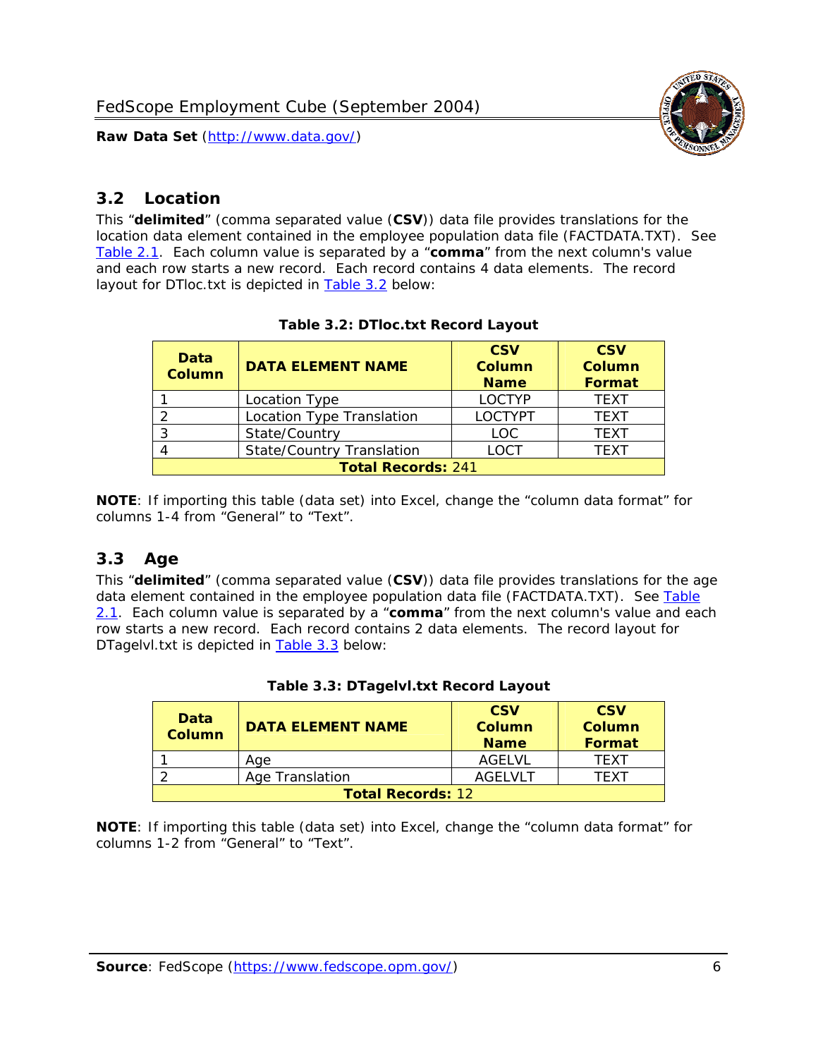## 3.2 Location

This "**delimited**" (comma separated value (**CSV**)) data file provides translations for the location data element contained in the employee population data file (FACTDATA.TXT). See Table 2.1. Each column value is separated by a "**comma**" from the next column's value and each row starts a new record. Each record contains 4 data elements. The record layout for DTloc.txt is depicted in Table 3.2 below:

**Table 3.2: DTloc.txt Record Layout**

| Data Column | DATA ELEMENT NAME | CSV Column Name | CSV Column Format |
|---|---|---|---|
| 1 | Location Type | LOCTYP | TEXT |
| 2 | Location Type Translation | LOCTYPT | TEXT |
| 3 | State/Country | LOC | TEXT |
| 4 | State/Country Translation | LOCT | TEXT |
| **Total Records:** 241 | | | |

**NOTE**: If importing this table (data set) into Excel, change the "column data format" for columns 1-4 from "General" to "Text".

## 3.3 Age

This "**delimited**" (comma separated value (**CSV**)) data file provides translations for the age data element contained in the employee population data file (FACTDATA.TXT). See Table 2.1. Each column value is separated by a "**comma**" from the next column's value and each row starts a new record. Each record contains 2 data elements. The record layout for DTagelvl.txt is depicted in Table 3.3 below:

**Table 3.3: DTagelvl.txt Record Layout**

| Data Column | DATA ELEMENT NAME | CSV Column Name | CSV Column Format |
|---|---|---|---|
| 1 | Age | AGELVL | TEXT |
| 2 | Age Translation | AGELVLT | TEXT |
| **Total Records:** 12 | | | |

**NOTE**: If importing this table (data set) into Excel, change the "column data format" for columns 1-2 from "General" to "Text".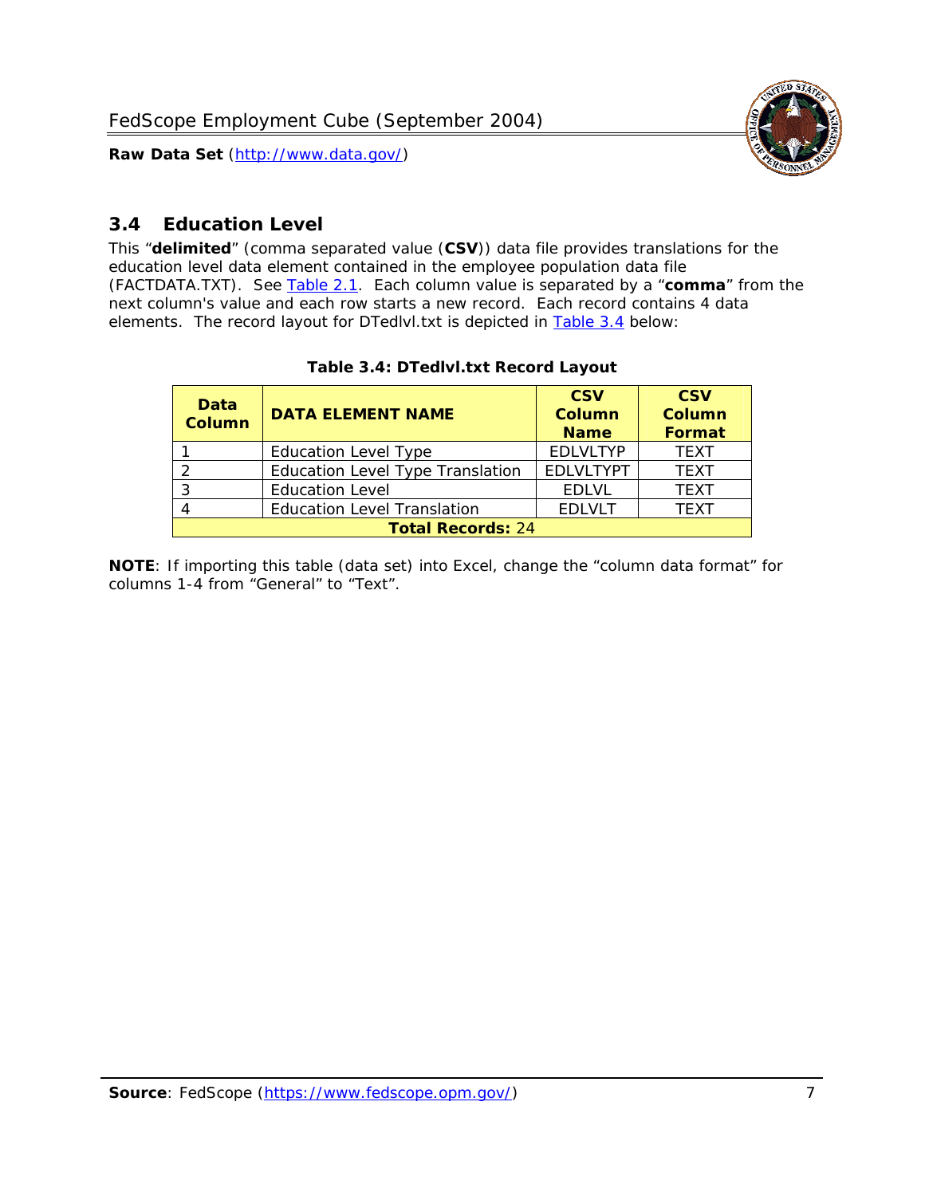## 3.4 Education Level

This "**delimited**" (comma separated value (**CSV**)) data file provides translations for the education level data element contained in the employee population data file (FACTDATA.TXT). See Table 2.1. Each column value is separated by a "**comma**" from the next column's value and each row starts a new record. Each record contains 4 data elements. The record layout for DTedlvl.txt is depicted in Table 3.4 below:

**Table 3.4: DTedlvl.txt Record Layout**

| Data Column | DATA ELEMENT NAME | CSV Column Name | CSV Column Format |
|---|---|---|---|
| 1 | Education Level Type | EDLVLTYP | TEXT |
| 2 | Education Level Type Translation | EDLVLTYPT | TEXT |
| 3 | Education Level | EDLVL | TEXT |
| 4 | Education Level Translation | EDLVLT | TEXT |
| **Total Records:** 24 | | | |

**NOTE**: If importing this table (data set) into Excel, change the "column data format" for columns 1-4 from "General" to "Text".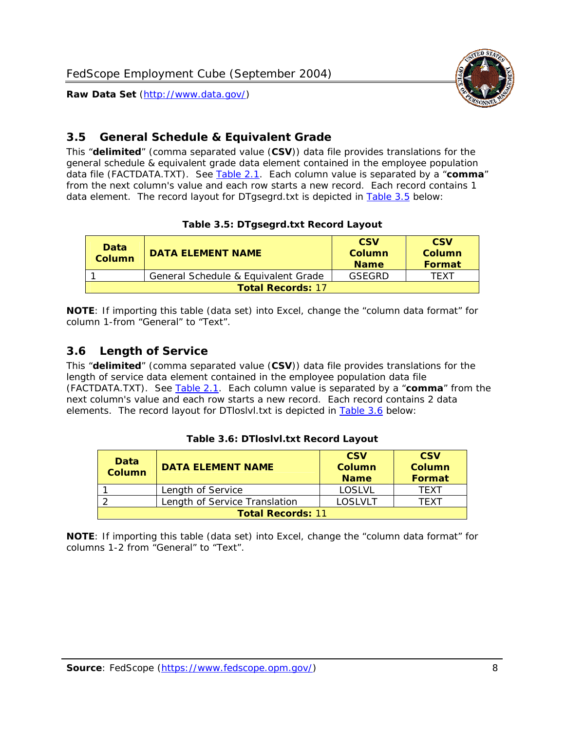## 3.5 General Schedule & Equivalent Grade

This "**delimited**" (comma separated value (**CSV**)) data file provides translations for the general schedule & equivalent grade data element contained in the employee population data file (FACTDATA.TXT). See Table 2.1. Each column value is separated by a "**comma**" from the next column's value and each row starts a new record. Each record contains 1 data element. The record layout for DTgsegrd.txt is depicted in Table 3.5 below:

**Table 3.5: DTgsegrd.txt Record Layout**

| Data Column | DATA ELEMENT NAME | CSV Column Name | CSV Column Format |
|---|---|---|---|
| 1 | General Schedule & Equivalent Grade | GSEGRD | TEXT |
| **Total Records:** 17 | | | |

**NOTE**: If importing this table (data set) into Excel, change the "column data format" for column 1-from "General" to "Text".

## 3.6 Length of Service

This "**delimited**" (comma separated value (**CSV**)) data file provides translations for the length of service data element contained in the employee population data file (FACTDATA.TXT). See Table 2.1. Each column value is separated by a "**comma**" from the next column's value and each row starts a new record. Each record contains 2 data elements. The record layout for DTloslvl.txt is depicted in Table 3.6 below:

**Table 3.6: DTloslvl.txt Record Layout**

| Data Column | DATA ELEMENT NAME | CSV Column Name | CSV Column Format |
|---|---|---|---|
| 1 | Length of Service | LOSLVL | TEXT |
| 2 | Length of Service Translation | LOSLVLT | TEXT |
| **Total Records:** 11 | | | |

**NOTE**: If importing this table (data set) into Excel, change the "column data format" for columns 1-2 from "General" to "Text".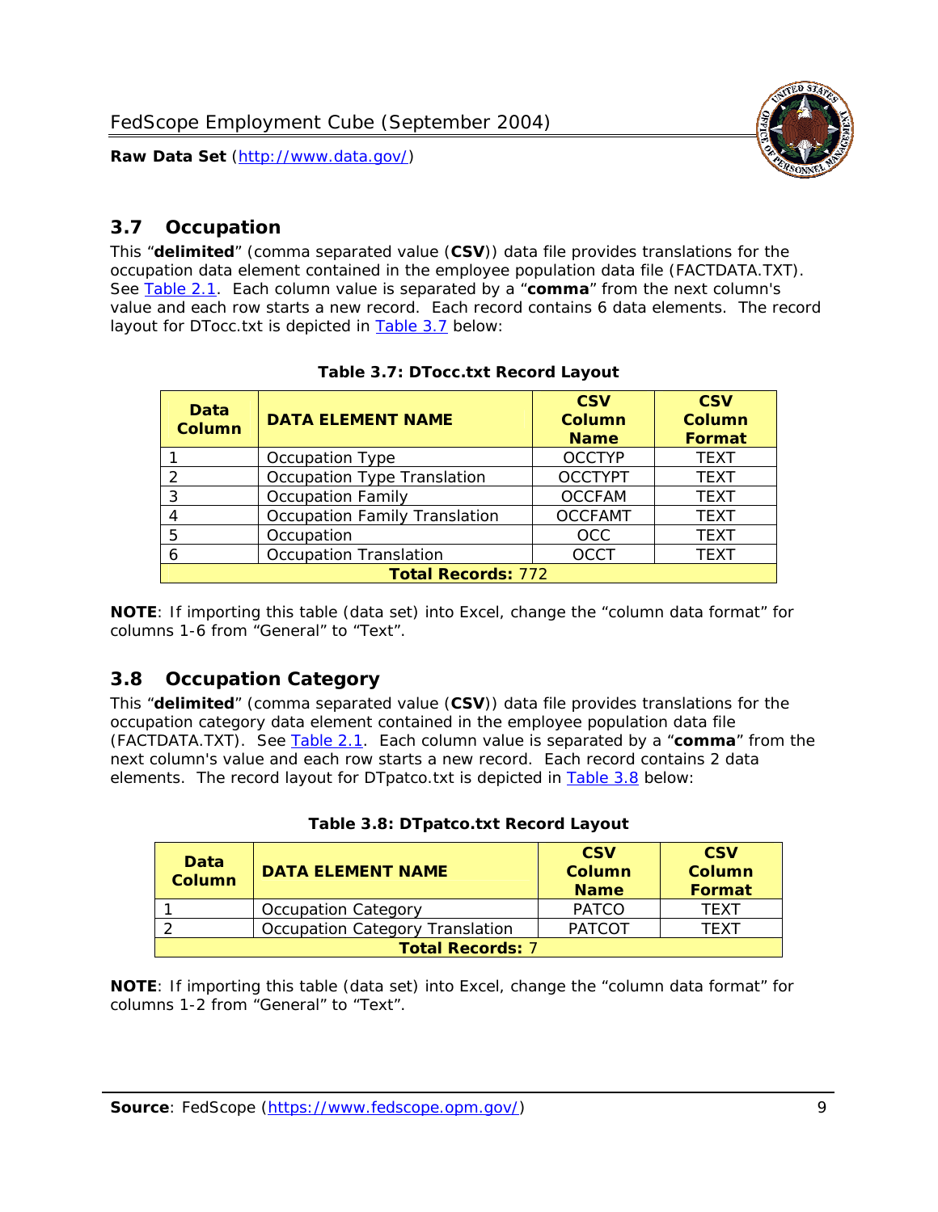## 3.7 Occupation

This "**delimited**" (comma separated value (**CSV**)) data file provides translations for the occupation data element contained in the employee population data file (FACTDATA.TXT). See Table 2.1. Each column value is separated by a "**comma**" from the next column's value and each row starts a new record. Each record contains 6 data elements. The record layout for DTocc.txt is depicted in Table 3.7 below:

**Table 3.7: DTocc.txt Record Layout**

| Data Column | DATA ELEMENT NAME | CSV Column Name | CSV Column Format |
|---|---|---|---|
| 1 | Occupation Type | OCCTYP | TEXT |
| 2 | Occupation Type Translation | OCCTYPT | TEXT |
| 3 | Occupation Family | OCCFAM | TEXT |
| 4 | Occupation Family Translation | OCCFAMT | TEXT |
| 5 | Occupation | OCC | TEXT |
| 6 | Occupation Translation | OCCT | TEXT |
| **Total Records:** 772 | | | |

**NOTE**: If importing this table (data set) into Excel, change the "column data format" for columns 1-6 from "General" to "Text".

## 3.8 Occupation Category

This "**delimited**" (comma separated value (**CSV**)) data file provides translations for the occupation category data element contained in the employee population data file (FACTDATA.TXT). See Table 2.1. Each column value is separated by a "**comma**" from the next column's value and each row starts a new record. Each record contains 2 data elements. The record layout for DTpatco.txt is depicted in Table 3.8 below:

**Table 3.8: DTpatco.txt Record Layout**

| Data Column | DATA ELEMENT NAME | CSV Column Name | CSV Column Format |
|---|---|---|---|
| 1 | Occupation Category | PATCO | TEXT |
| 2 | Occupation Category Translation | PATCOT | TEXT |
| **Total Records:** 7 | | | |

**NOTE**: If importing this table (data set) into Excel, change the "column data format" for columns 1-2 from "General" to "Text".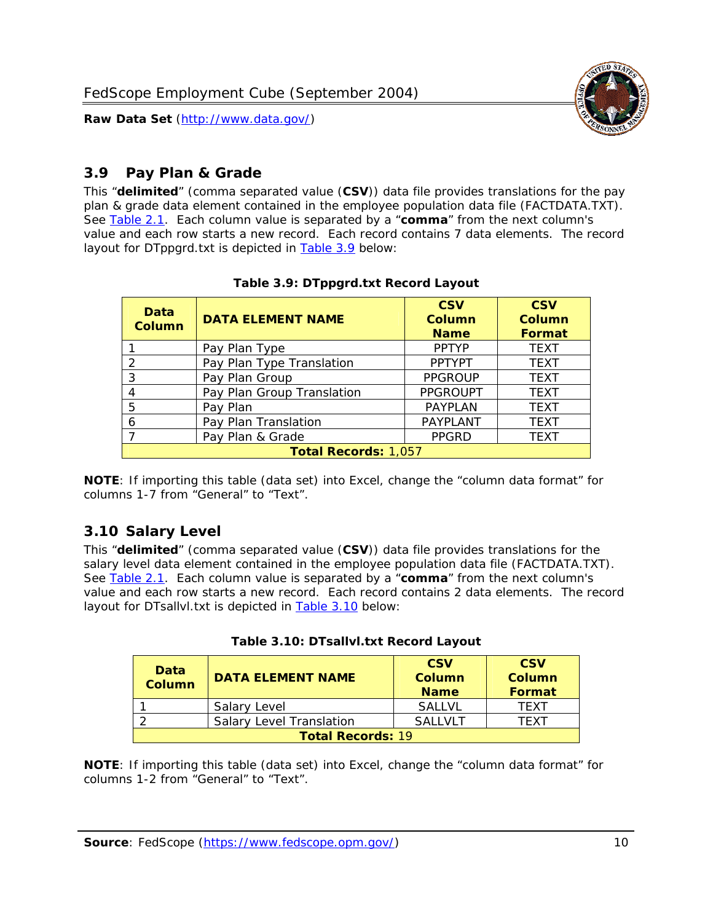## 3.9 Pay Plan & Grade

This "**delimited**" (comma separated value (**CSV**)) data file provides translations for the pay plan & grade data element contained in the employee population data file (FACTDATA.TXT). See Table 2.1. Each column value is separated by a "**comma**" from the next column's value and each row starts a new record. Each record contains 7 data elements. The record layout for DTppgrd.txt is depicted in Table 3.9 below:

**Table 3.9: DTppgrd.txt Record Layout**

| Data Column | DATA ELEMENT NAME | CSV Column Name | CSV Column Format |
|---|---|---|---|
| 1 | Pay Plan Type | PPTYP | TEXT |
| 2 | Pay Plan Type Translation | PPTYPT | TEXT |
| 3 | Pay Plan Group | PPGROUP | TEXT |
| 4 | Pay Plan Group Translation | PPGROUPT | TEXT |
| 5 | Pay Plan | PAYPLAN | TEXT |
| 6 | Pay Plan Translation | PAYPLANT | TEXT |
| 7 | Pay Plan & Grade | PPGRD | TEXT |
| **Total Records:** 1,057 | | | |

**NOTE**: If importing this table (data set) into Excel, change the "column data format" for columns 1-7 from "General" to "Text".

## 3.10 Salary Level

This "**delimited**" (comma separated value (**CSV**)) data file provides translations for the salary level data element contained in the employee population data file (FACTDATA.TXT). See Table 2.1. Each column value is separated by a "**comma**" from the next column's value and each row starts a new record. Each record contains 2 data elements. The record layout for DTsallvl.txt is depicted in Table 3.10 below:

**Table 3.10: DTsallvl.txt Record Layout**

| Data Column | DATA ELEMENT NAME | CSV Column Name | CSV Column Format |
|---|---|---|---|
| 1 | Salary Level | SALLVL | TEXT |
| 2 | Salary Level Translation | SALLVLT | TEXT |
| **Total Records:** 19 | | | |

**NOTE**: If importing this table (data set) into Excel, change the "column data format" for columns 1-2 from "General" to "Text".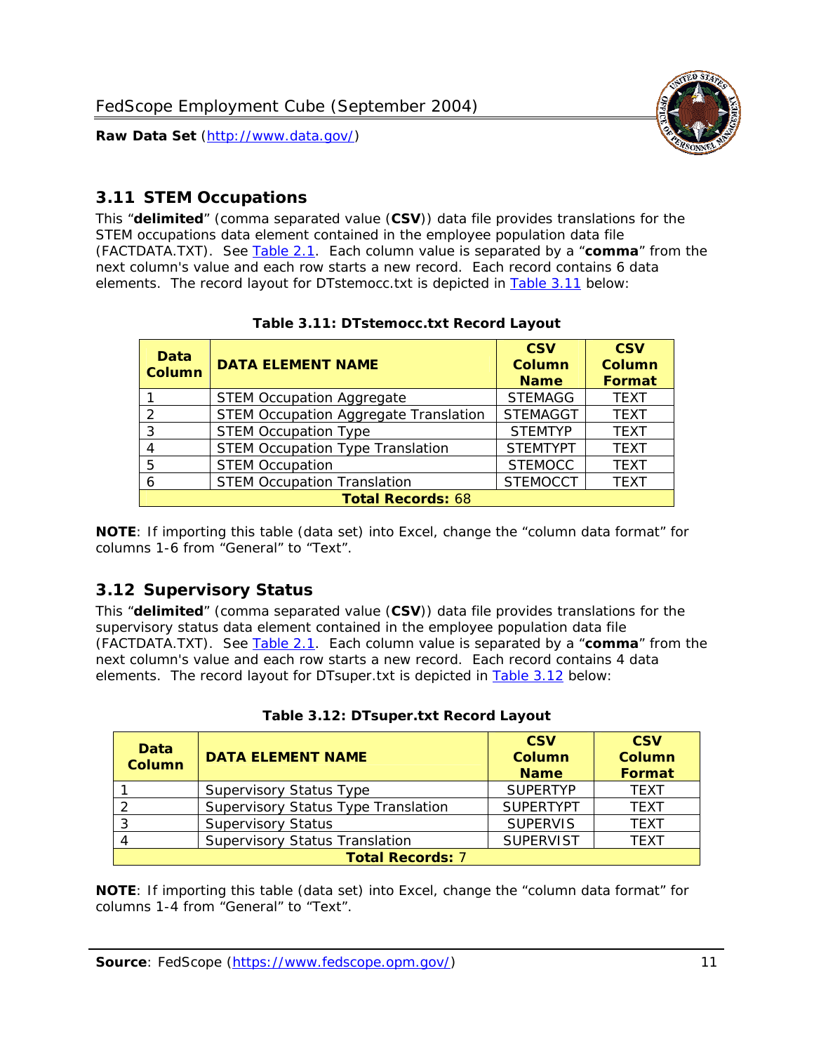## 3.11 STEM Occupations

This "**delimited**" (comma separated value (**CSV**)) data file provides translations for the STEM occupations data element contained in the employee population data file (FACTDATA.TXT). See Table 2.1. Each column value is separated by a "**comma**" from the next column's value and each row starts a new record. Each record contains 6 data elements. The record layout for DTstemocc.txt is depicted in Table 3.11 below:

**Table 3.11: DTstemocc.txt Record Layout**

| Data Column | DATA ELEMENT NAME | CSV Column Name | CSV Column Format |
|---|---|---|---|
| 1 | STEM Occupation Aggregate | STEMAGG | TEXT |
| 2 | STEM Occupation Aggregate Translation | STEMAGGT | TEXT |
| 3 | STEM Occupation Type | STEMTYP | TEXT |
| 4 | STEM Occupation Type Translation | STEMTYPT | TEXT |
| 5 | STEM Occupation | STEMOCC | TEXT |
| 6 | STEM Occupation Translation | STEMOCCT | TEXT |
| **Total Records: 68** | | | |

**NOTE**: If importing this table (data set) into Excel, change the "column data format" for columns 1-6 from "General" to "Text".

## 3.12 Supervisory Status

This "**delimited**" (comma separated value (**CSV**)) data file provides translations for the supervisory status data element contained in the employee population data file (FACTDATA.TXT). See Table 2.1. Each column value is separated by a "**comma**" from the next column's value and each row starts a new record. Each record contains 4 data elements. The record layout for DTsuper.txt is depicted in Table 3.12 below:

**Table 3.12: DTsuper.txt Record Layout**

| Data Column | DATA ELEMENT NAME | CSV Column Name | CSV Column Format |
|---|---|---|---|
| 1 | Supervisory Status Type | SUPERTYP | TEXT |
| 2 | Supervisory Status Type Translation | SUPERTYPT | TEXT |
| 3 | Supervisory Status | SUPERVIS | TEXT |
| 4 | Supervisory Status Translation | SUPERVIST | TEXT |
| **Total Records: 7** | | | |

**NOTE**: If importing this table (data set) into Excel, change the "column data format" for columns 1-4 from "General" to "Text".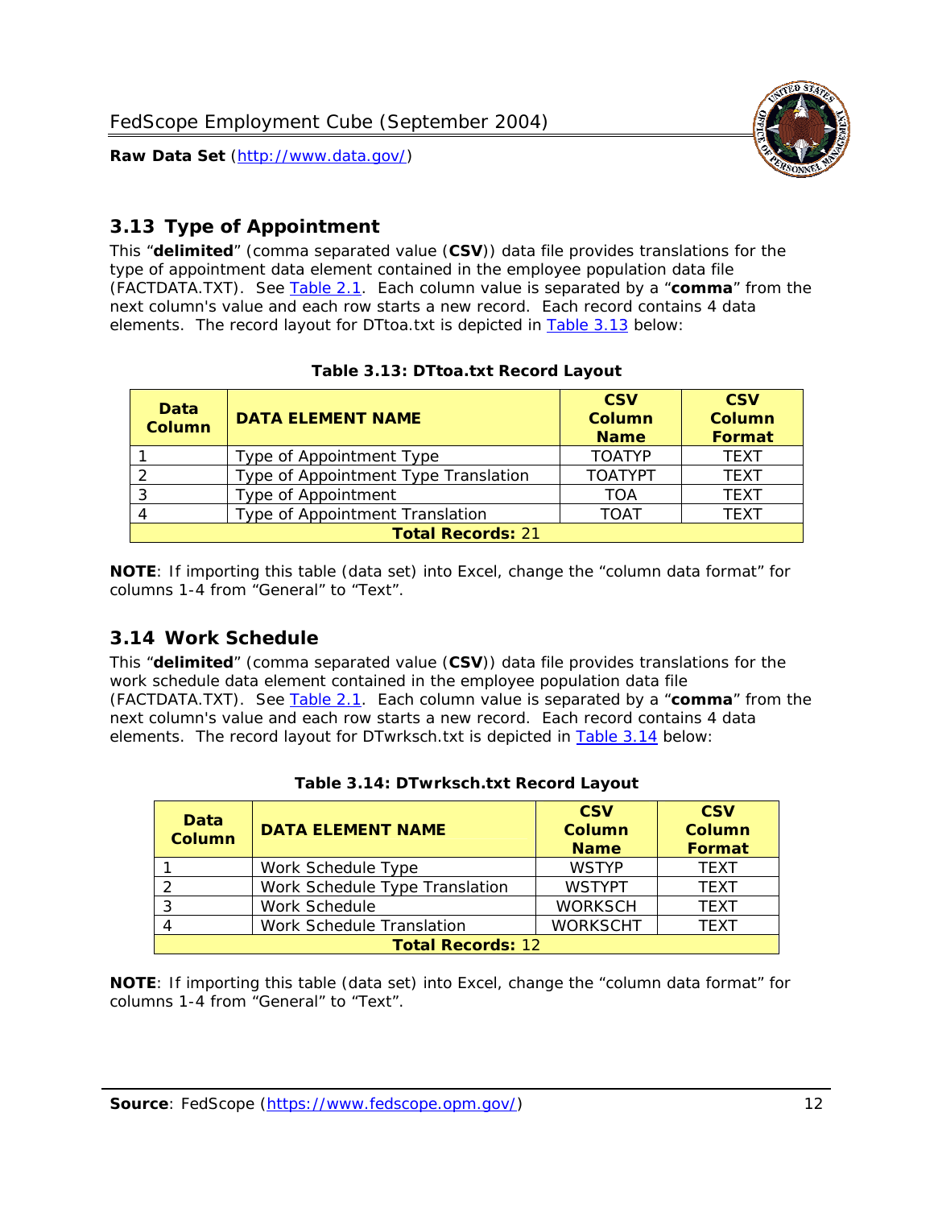## 3.13 Type of Appointment

This "**delimited**" (comma separated value (**CSV**)) data file provides translations for the type of appointment data element contained in the employee population data file (FACTDATA.TXT). See Table 2.1. Each column value is separated by a "**comma**" from the next column's value and each row starts a new record. Each record contains 4 data elements. The record layout for DTtoa.txt is depicted in Table 3.13 below:

**Table 3.13: DTtoa.txt Record Layout**

| Data Column | DATA ELEMENT NAME | CSV Column Name | CSV Column Format |
|---|---|---|---|
| 1 | Type of Appointment Type | TOATYP | TEXT |
| 2 | Type of Appointment Type Translation | TOATYPT | TEXT |
| 3 | Type of Appointment | TOA | TEXT |
| 4 | Type of Appointment Translation | TOAT | TEXT |
| **Total Records:** 21 | | | |

**NOTE**: If importing this table (data set) into Excel, change the "column data format" for columns 1-4 from "General" to "Text".

## 3.14 Work Schedule

This "**delimited**" (comma separated value (**CSV**)) data file provides translations for the work schedule data element contained in the employee population data file (FACTDATA.TXT). See Table 2.1. Each column value is separated by a "**comma**" from the next column's value and each row starts a new record. Each record contains 4 data elements. The record layout for DTwrksch.txt is depicted in Table 3.14 below:

**Table 3.14: DTwrksch.txt Record Layout**

| Data Column | DATA ELEMENT NAME | CSV Column Name | CSV Column Format |
|---|---|---|---|
| 1 | Work Schedule Type | WSTYP | TEXT |
| 2 | Work Schedule Type Translation | WSTYPT | TEXT |
| 3 | Work Schedule | WORKSCH | TEXT |
| 4 | Work Schedule Translation | WORKSCHT | TEXT |
| **Total Records:** 12 | | | |

**NOTE**: If importing this table (data set) into Excel, change the "column data format" for columns 1-4 from "General" to "Text".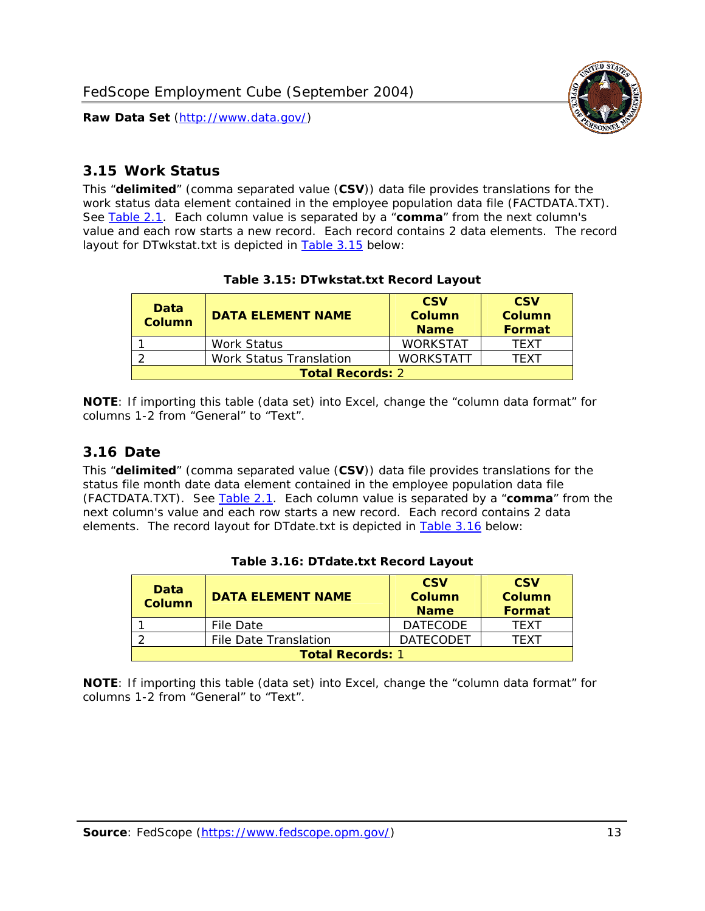## 3.15 Work Status

This "**delimited**" (comma separated value (**CSV**)) data file provides translations for the work status data element contained in the employee population data file (FACTDATA.TXT). See Table 2.1. Each column value is separated by a "**comma**" from the next column's value and each row starts a new record. Each record contains 2 data elements. The record layout for DTwkstat.txt is depicted in Table 3.15 below:

**Table 3.15: DTwkstat.txt Record Layout**

| Data Column | DATA ELEMENT NAME | CSV Column Name | CSV Column Format |
|---|---|---|---|
| 1 | Work Status | WORKSTAT | TEXT |
| 2 | Work Status Translation | WORKSTATT | TEXT |
| **Total Records:** 2 | | | |

**NOTE**: If importing this table (data set) into Excel, change the "column data format" for columns 1-2 from "General" to "Text".

## 3.16 Date

This "**delimited**" (comma separated value (**CSV**)) data file provides translations for the status file month date data element contained in the employee population data file (FACTDATA.TXT). See Table 2.1. Each column value is separated by a "**comma**" from the next column's value and each row starts a new record. Each record contains 2 data elements. The record layout for DTdate.txt is depicted in Table 3.16 below:

**Table 3.16: DTdate.txt Record Layout**

| Data Column | DATA ELEMENT NAME | CSV Column Name | CSV Column Format |
|---|---|---|---|
| 1 | File Date | DATECODE | TEXT |
| 2 | File Date Translation | DATECODET | TEXT |
| **Total Records:** 1 | | | |

**NOTE**: If importing this table (data set) into Excel, change the "column data format" for columns 1-2 from "General" to "Text".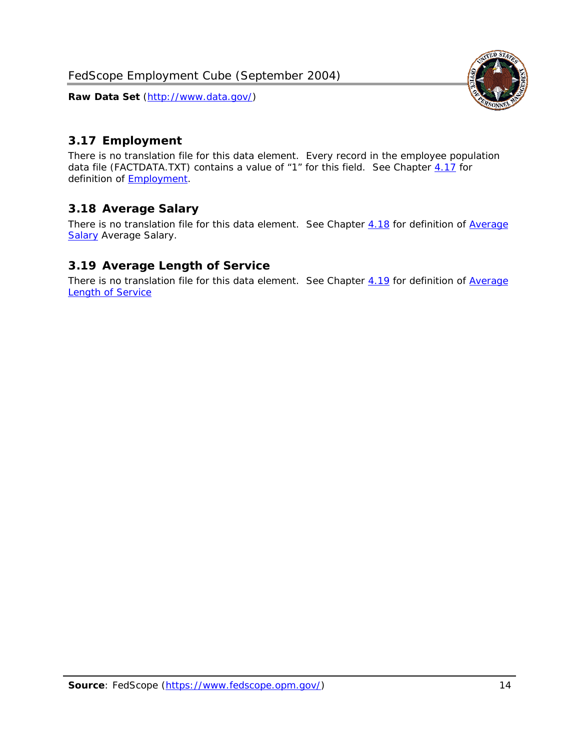## 3.17 Employment

There is no translation file for this data element. Every record in the employee population data file (FACTDATA.TXT) contains a value of "1" for this field. See Chapter 4.17 for definition of Employment.

## 3.18 Average Salary

There is no translation file for this data element. See Chapter 4.18 for definition of Average Salary Average Salary.

## 3.19 Average Length of Service

There is no translation file for this data element. See Chapter 4.19 for definition of Average Length of Service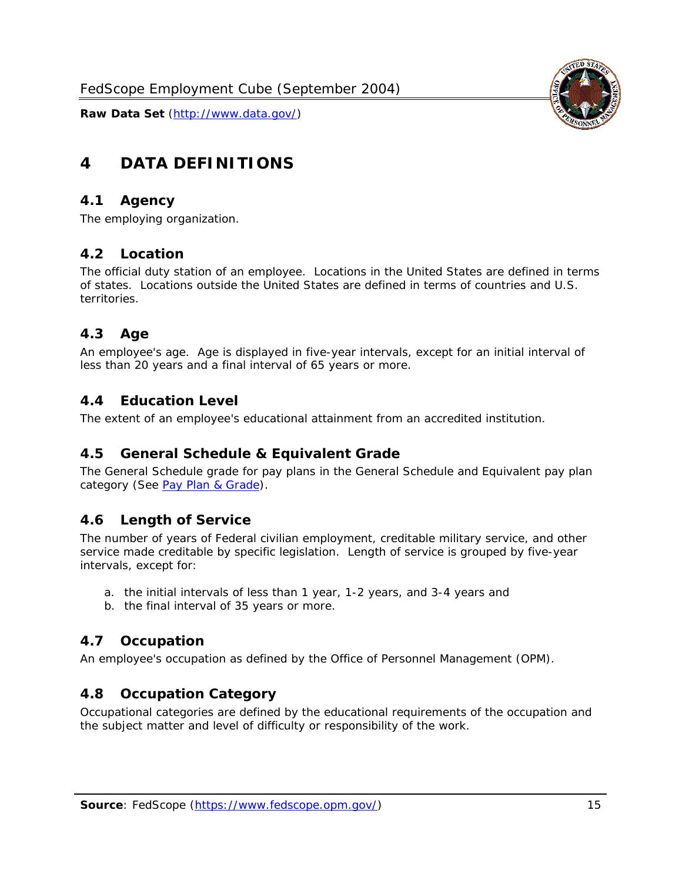# 4 DATA DEFINITIONS

## 4.1 Agency

The employing organization.

## 4.2 Location

The official duty station of an employee. Locations in the United States are defined in terms of states. Locations outside the United States are defined in terms of countries and U.S. territories.

## 4.3 Age

An employee's age. Age is displayed in five-year intervals, except for an initial interval of less than 20 years and a final interval of 65 years or more.

## 4.4 Education Level

The extent of an employee's educational attainment from an accredited institution.

## 4.5 General Schedule & Equivalent Grade

The General Schedule grade for pay plans in the General Schedule and Equivalent pay plan category (See Pay Plan & Grade).

## 4.6 Length of Service

The number of years of Federal civilian employment, creditable military service, and other service made creditable by specific legislation. Length of service is grouped by five-year intervals, except for:

a. the initial intervals of less than 1 year, 1-2 years, and 3-4 years and
b. the final interval of 35 years or more.

## 4.7 Occupation

An employee's occupation as defined by the Office of Personnel Management (OPM).

## 4.8 Occupation Category

Occupational categories are defined by the educational requirements of the occupation and the subject matter and level of difficulty or responsibility of the work.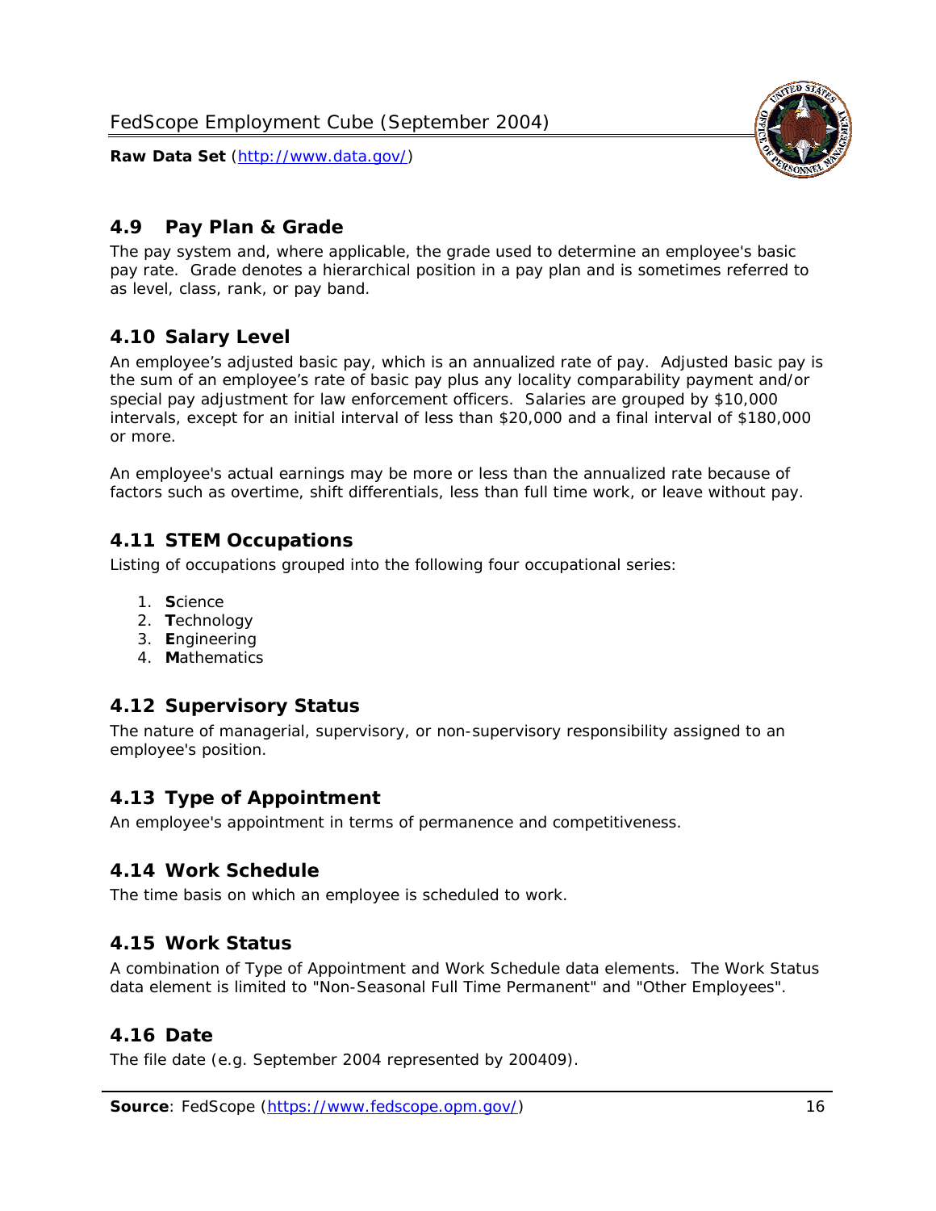## 4.9 Pay Plan & Grade

The pay system and, where applicable, the grade used to determine an employee's basic pay rate. Grade denotes a hierarchical position in a pay plan and is sometimes referred to as level, class, rank, or pay band.

## 4.10 Salary Level

An employee's adjusted basic pay, which is an annualized rate of pay. Adjusted basic pay is the sum of an employee's rate of basic pay plus any locality comparability payment and/or special pay adjustment for law enforcement officers. Salaries are grouped by $10,000 intervals, except for an initial interval of less than $20,000 and a final interval of $180,000 or more.

An employee's actual earnings may be more or less than the annualized rate because of factors such as overtime, shift differentials, less than full time work, or leave without pay.

## 4.11 STEM Occupations

Listing of occupations grouped into the following four occupational series:

1. **S**cience
2. **T**echnology
3. **E**ngineering
4. **M**athematics

## 4.12 Supervisory Status

The nature of managerial, supervisory, or non-supervisory responsibility assigned to an employee's position.

## 4.13 Type of Appointment

An employee's appointment in terms of permanence and competitiveness.

## 4.14 Work Schedule

The time basis on which an employee is scheduled to work.

## 4.15 Work Status

A combination of Type of Appointment and Work Schedule data elements. The Work Status data element is limited to "Non-Seasonal Full Time Permanent" and "Other Employees".

## 4.16 Date

The file date (e.g. September 2004 represented by 200409).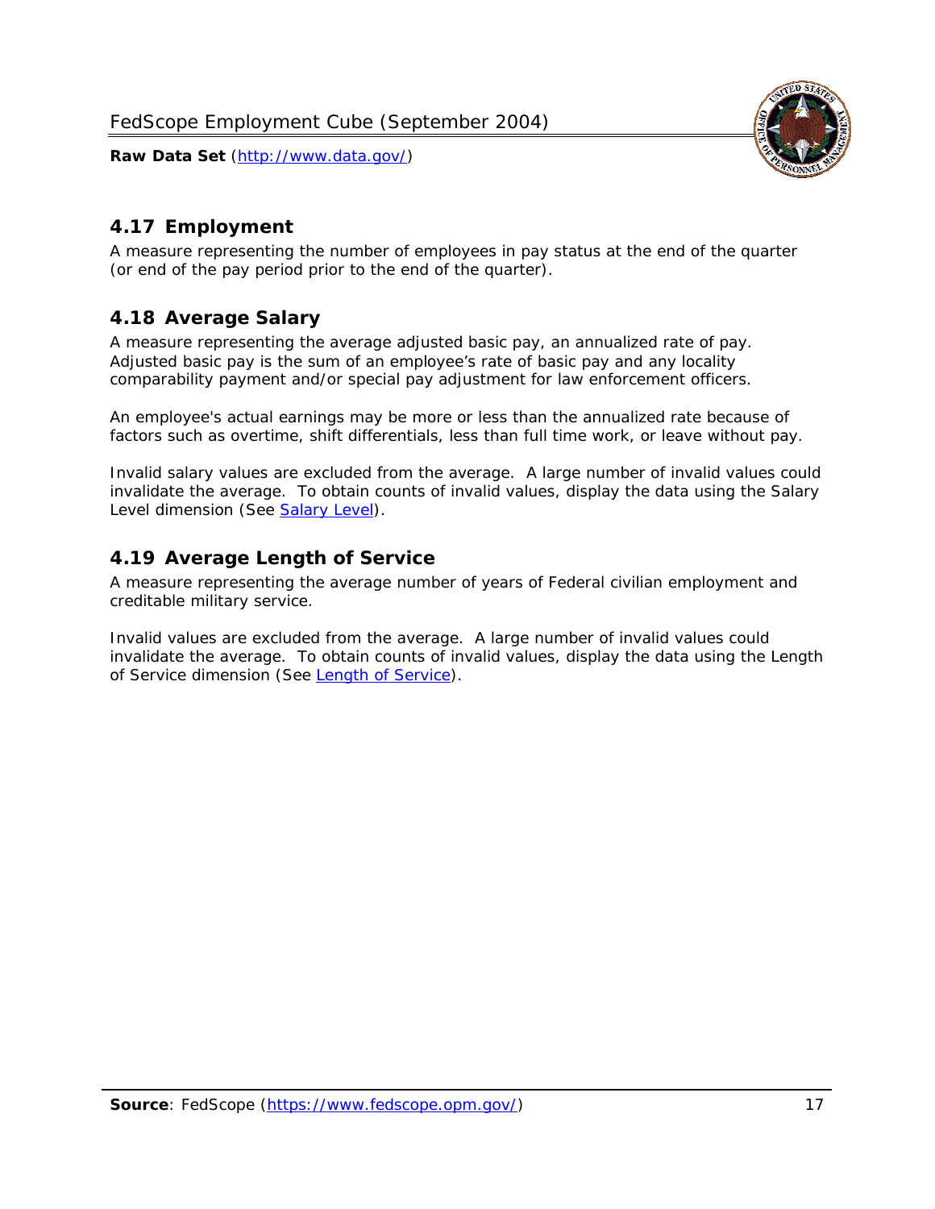## 4.17 Employment

A measure representing the number of employees in pay status at the end of the quarter (or end of the pay period prior to the end of the quarter).

## 4.18 Average Salary

A measure representing the average adjusted basic pay, an annualized rate of pay. Adjusted basic pay is the sum of an employee's rate of basic pay and any locality comparability payment and/or special pay adjustment for law enforcement officers.

An employee's actual earnings may be more or less than the annualized rate because of factors such as overtime, shift differentials, less than full time work, or leave without pay.

Invalid salary values are excluded from the average. A large number of invalid values could invalidate the average. To obtain counts of invalid values, display the data using the Salary Level dimension (See Salary Level).

## 4.19 Average Length of Service

A measure representing the average number of years of Federal civilian employment and creditable military service.

Invalid values are excluded from the average. A large number of invalid values could invalidate the average. To obtain counts of invalid values, display the data using the Length of Service dimension (See Length of Service).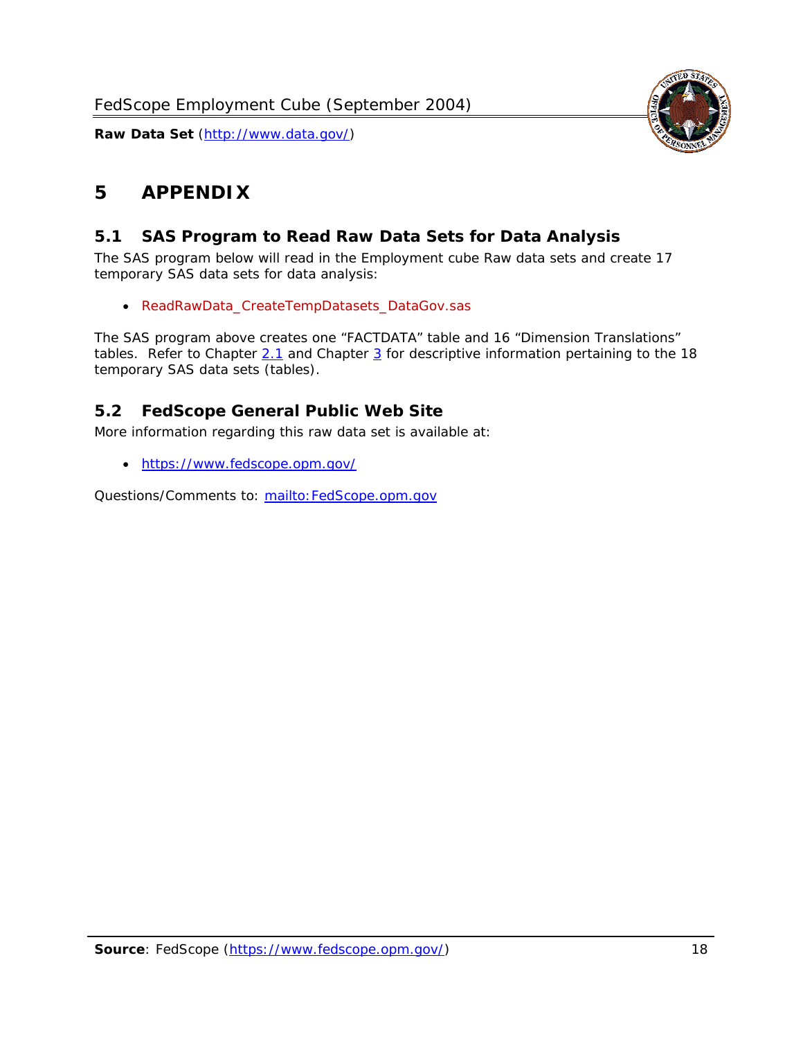# 5 APPENDIX

## 5.1 SAS Program to Read Raw Data Sets for Data Analysis

The SAS program below will read in the Employment cube Raw data sets and create 17 temporary SAS data sets for data analysis:

- ReadRawData_CreateTempDatasets_DataGov.sas

The SAS program above creates one "FACTDATA" table and 16 "Dimension Translations" tables. Refer to Chapter 2.1 and Chapter 3 for descriptive information pertaining to the 18 temporary SAS data sets (tables).

## 5.2 FedScope General Public Web Site

More information regarding this raw data set is available at:

- https://www.fedscope.opm.gov/

Questions/Comments to: mailto:FedScope.opm.gov